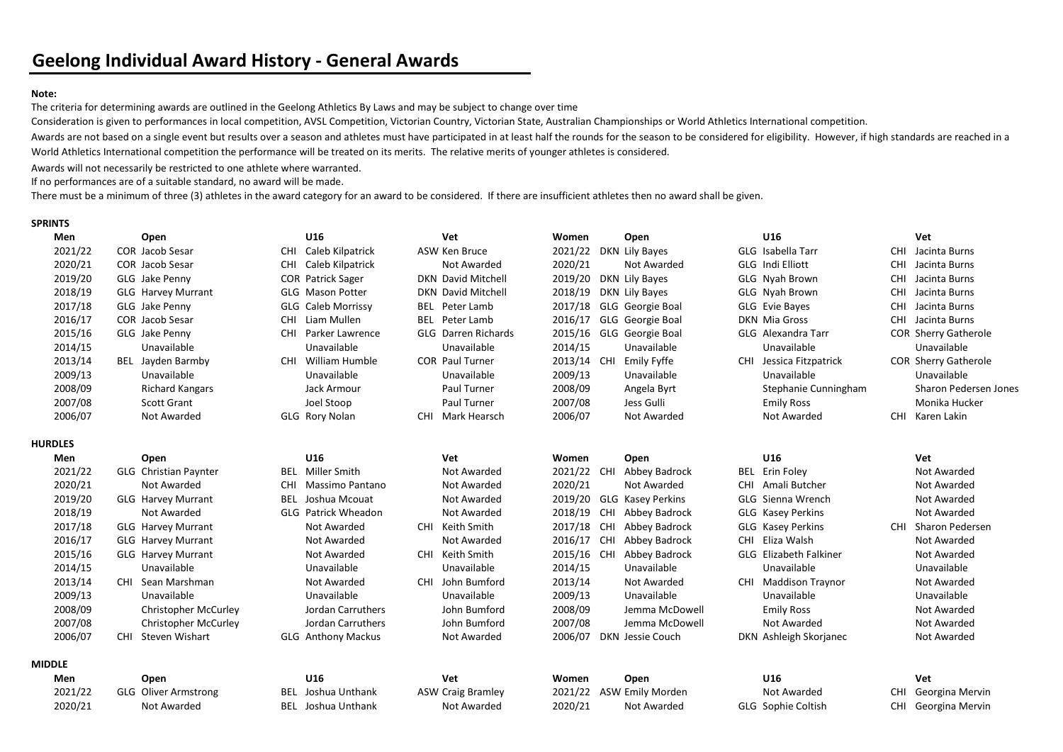# Geelong Individual Award History - General Awards

**Note:**

The criteria for determining awards are outlined in the Geelong Athletics By Laws and may be subject to change over time

Consideration is given to performances in local competition, AVSL Competition, Victorian Country, Victorian State, Australian Championships or World Athletics International competition.

Awards are not based on a single event but results over a season and athletes must have participated in at least half the rounds for the season to be considered for eligibility. However, if high standards are reached in a World Athletics International competition the performance will be treated on its merits. The relative merits of younger athletes is considered.

Awards will not necessarily be restricted to one athlete where warranted.

If no performances are of a suitable standard, no award will be made.

There must be a minimum of three (3) athletes in the award category for an award to be considered. If there are insufficient athletes then no award shall be given.

**SPRINTS**

| Men | Open | U16 | Vet | Women | Open | U16 | Vet |
|---|---|---|---|---|---|---|---|
| 2021/22 | COR Jacob Sesar | CHI Caleb Kilpatrick | ASW Ken Bruce | 2021/22 | DKN Lily Bayes | GLG Isabella Tarr | CHI Jacinta Burns |
| 2020/21 | COR Jacob Sesar | CHI Caleb Kilpatrick | Not Awarded | 2020/21 | Not Awarded | GLG Indi Elliott | CHI Jacinta Burns |
| 2019/20 | GLG Jake Penny | COR Patrick Sager | DKN David Mitchell | 2019/20 | DKN Lily Bayes | GLG Nyah Brown | CHI Jacinta Burns |
| 2018/19 | GLG Harvey Murrant | GLG Mason Potter | DKN David Mitchell | 2018/19 | DKN Lily Bayes | GLG Nyah Brown | CHI Jacinta Burns |
| 2017/18 | GLG Jake Penny | GLG Caleb Morrissy | BEL Peter Lamb | 2017/18 | GLG Georgie Boal | GLG Evie Bayes | CHI Jacinta Burns |
| 2016/17 | COR Jacob Sesar | CHI Liam Mullen | BEL Peter Lamb | 2016/17 | GLG Georgie Boal | DKN Mia Gross | CHI Jacinta Burns |
| 2015/16 | GLG Jake Penny | CHI Parker Lawrence | GLG Darren Richards | 2015/16 | GLG Georgie Boal | GLG Alexandra Tarr | COR Sherry Gatherole |
| 2014/15 | Unavailable | Unavailable | Unavailable | 2014/15 | Unavailable | Unavailable | Unavailable |
| 2013/14 | BEL Jayden Barmby | CHI William Humble | COR Paul Turner | 2013/14 | CHI Emily Fyffe | CHI Jessica Fitzpatrick | COR Sherry Gatherole |
| 2009/13 | Unavailable | Unavailable | Unavailable | 2009/13 | Unavailable | Unavailable | Unavailable |
| 2008/09 | Richard Kangars | Jack Armour | Paul Turner | 2008/09 | Angela Byrt | Stephanie Cunningham | Sharon Pedersen Jones |
| 2007/08 | Scott Grant | Joel Stoop | Paul Turner | 2007/08 | Jess Gulli | Emily Ross | Monika Hucker |
| 2006/07 | Not Awarded | GLG Rory Nolan | CHI Mark Hearsch | 2006/07 | Not Awarded | Not Awarded | CHI Karen Lakin |

**HURDLES**

| Men | Open | U16 | Vet | Women | Open | U16 | Vet |
|---|---|---|---|---|---|---|---|
| 2021/22 | GLG Christian Paynter | BEL Miller Smith | Not Awarded | 2021/22 | CHI Abbey Badrock | BEL Erin Foley | Not Awarded |
| 2020/21 | Not Awarded | CHI Massimo Pantano | Not Awarded | 2020/21 | Not Awarded | CHI Amali Butcher | Not Awarded |
| 2019/20 | GLG Harvey Murrant | BEL Joshua Mcouat | Not Awarded | 2019/20 | GLG Kasey Perkins | GLG Sienna Wrench | Not Awarded |
| 2018/19 | Not Awarded | GLG Patrick Wheadon | Not Awarded | 2018/19 | CHI Abbey Badrock | GLG Kasey Perkins | Not Awarded |
| 2017/18 | GLG Harvey Murrant | Not Awarded | CHI Keith Smith | 2017/18 | CHI Abbey Badrock | GLG Kasey Perkins | CHI Sharon Pedersen |
| 2016/17 | GLG Harvey Murrant | Not Awarded | Not Awarded | 2016/17 | CHI Abbey Badrock | CHI Eliza Walsh | Not Awarded |
| 2015/16 | GLG Harvey Murrant | Not Awarded | CHI Keith Smith | 2015/16 | CHI Abbey Badrock | GLG Elizabeth Falkiner | Not Awarded |
| 2014/15 | Unavailable | Unavailable | Unavailable | 2014/15 | Unavailable | Unavailable | Unavailable |
| 2013/14 | CHI Sean Marshman | Not Awarded | CHI John Bumford | 2013/14 | Not Awarded | CHI Maddison Traynor | Not Awarded |
| 2009/13 | Unavailable | Unavailable | Unavailable | 2009/13 | Unavailable | Unavailable | Unavailable |
| 2008/09 | Christopher McCurley | Jordan Carruthers | John Bumford | 2008/09 | Jemma McDowell | Emily Ross | Not Awarded |
| 2007/08 | Christopher McCurley | Jordan Carruthers | John Bumford | 2007/08 | Jemma McDowell | Not Awarded | Not Awarded |
| 2006/07 | CHI Steven Wishart | GLG Anthony Mackus | Not Awarded | 2006/07 | DKN Jessie Couch | DKN Ashleigh Skorjanec | Not Awarded |

**MIDDLE**

| Men | Open | U16 | Vet | Women | Open | U16 | Vet |
|---|---|---|---|---|---|---|---|
| 2021/22 | GLG Oliver Armstrong | BEL Joshua Unthank | ASW Craig Bramley | 2021/22 | ASW Emily Morden | Not Awarded | CHI Georgina Mervin |
| 2020/21 | Not Awarded | BEL Joshua Unthank | Not Awarded | 2020/21 | Not Awarded | GLG Sophie Coltish | CHI Georgina Mervin |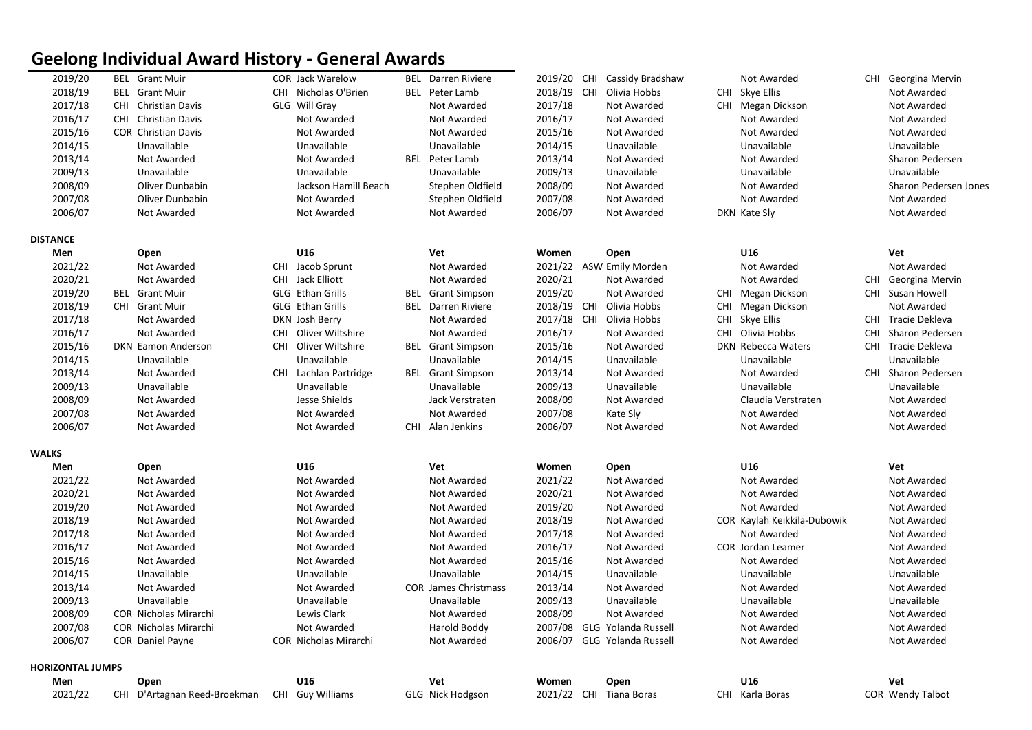# Geelong Individual Award History - General Awards

| | | | | | | | | | | | | |
|---|---|---|---|---|---|---|---|---|---|---|---|---|
| 2019/20 | BEL | Grant Muir | COR | Jack Warelow | BEL | Darren Riviere | 2019/20 | CHI | Cassidy Bradshaw | | Not Awarded | CHI | Georgina Mervin |
| 2018/19 | BEL | Grant Muir | CHI | Nicholas O'Brien | BEL | Peter Lamb | 2018/19 | CHI | Olivia Hobbs | CHI | Skye Ellis | | Not Awarded |
| 2017/18 | CHI | Christian Davis | GLG | Will Gray | | Not Awarded | 2017/18 | | Not Awarded | CHI | Megan Dickson | | Not Awarded |
| 2016/17 | CHI | Christian Davis | | Not Awarded | | Not Awarded | 2016/17 | | Not Awarded | | Not Awarded | | Not Awarded |
| 2015/16 | COR | Christian Davis | | Not Awarded | | Not Awarded | 2015/16 | | Not Awarded | | Not Awarded | | Not Awarded |
| 2014/15 | | Unavailable | | Unavailable | | Unavailable | 2014/15 | | Unavailable | | Unavailable | | Unavailable |
| 2013/14 | | Not Awarded | | Not Awarded | BEL | Peter Lamb | 2013/14 | | Not Awarded | | Not Awarded | | Sharon Pedersen |
| 2009/13 | | Unavailable | | Unavailable | | Unavailable | 2009/13 | | Unavailable | | Unavailable | | Unavailable |
| 2008/09 | | Oliver Dunbabin | | Jackson Hamill Beach | | Stephen Oldfield | 2008/09 | | Not Awarded | | Not Awarded | | Sharon Pedersen Jones |
| 2007/08 | | Oliver Dunbabin | | Not Awarded | | Stephen Oldfield | 2007/08 | | Not Awarded | | Not Awarded | | Not Awarded |
| 2006/07 | | Not Awarded | | Not Awarded | | Not Awarded | 2006/07 | | Not Awarded | DKN | Kate Sly | | Not Awarded |

**DISTANCE**

| Men | | Open | | U16 | | Vet | Women | | Open | | U16 | | Vet |
|---|---|---|---|---|---|---|---|---|---|---|---|---|---|
| 2021/22 | | Not Awarded | CHI | Jacob Sprunt | | Not Awarded | 2021/22 | ASW | Emily Morden | | Not Awarded | | Not Awarded |
| 2020/21 | | Not Awarded | CHI | Jack Elliott | | Not Awarded | 2020/21 | | Not Awarded | | Not Awarded | CHI | Georgina Mervin |
| 2019/20 | BEL | Grant Muir | GLG | Ethan Grills | BEL | Grant Simpson | 2019/20 | | Not Awarded | CHI | Megan Dickson | CHI | Susan Howell |
| 2018/19 | CHI | Grant Muir | GLG | Ethan Grills | BEL | Darren Riviere | 2018/19 | CHI | Olivia Hobbs | CHI | Megan Dickson | | Not Awarded |
| 2017/18 | | Not Awarded | DKN | Josh Berry | | Not Awarded | 2017/18 | CHI | Olivia Hobbs | CHI | Skye Ellis | CHI | Tracie Dekleva |
| 2016/17 | | Not Awarded | CHI | Oliver Wiltshire | | Not Awarded | 2016/17 | | Not Awarded | CHI | Olivia Hobbs | CHI | Sharon Pedersen |
| 2015/16 | DKN | Eamon Anderson | CHI | Oliver Wiltshire | BEL | Grant Simpson | 2015/16 | | Not Awarded | DKN | Rebecca Waters | CHI | Tracie Dekleva |
| 2014/15 | | Unavailable | | Unavailable | | Unavailable | 2014/15 | | Unavailable | | Unavailable | | Unavailable |
| 2013/14 | | Not Awarded | CHI | Lachlan Partridge | BEL | Grant Simpson | 2013/14 | | Not Awarded | | Not Awarded | CHI | Sharon Pedersen |
| 2009/13 | | Unavailable | | Unavailable | | Unavailable | 2009/13 | | Unavailable | | Unavailable | | Unavailable |
| 2008/09 | | Not Awarded | | Jesse Shields | | Jack Verstraten | 2008/09 | | Not Awarded | | Claudia Verstraten | | Not Awarded |
| 2007/08 | | Not Awarded | | Not Awarded | | Not Awarded | 2007/08 | | Kate Sly | | Not Awarded | | Not Awarded |
| 2006/07 | | Not Awarded | | Not Awarded | CHI | Alan Jenkins | 2006/07 | | Not Awarded | | Not Awarded | | Not Awarded |

**WALKS**

| Men | | Open | | U16 | | Vet | Women | | Open | | U16 | | Vet |
|---|---|---|---|---|---|---|---|---|---|---|---|---|---|
| 2021/22 | | Not Awarded | | Not Awarded | | Not Awarded | 2021/22 | | Not Awarded | | Not Awarded | | Not Awarded |
| 2020/21 | | Not Awarded | | Not Awarded | | Not Awarded | 2020/21 | | Not Awarded | | Not Awarded | | Not Awarded |
| 2019/20 | | Not Awarded | | Not Awarded | | Not Awarded | 2019/20 | | Not Awarded | | Not Awarded | | Not Awarded |
| 2018/19 | | Not Awarded | | Not Awarded | | Not Awarded | 2018/19 | | Not Awarded | COR | Kaylah Keikkila-Dubowik | | Not Awarded |
| 2017/18 | | Not Awarded | | Not Awarded | | Not Awarded | 2017/18 | | Not Awarded | | Not Awarded | | Not Awarded |
| 2016/17 | | Not Awarded | | Not Awarded | | Not Awarded | 2016/17 | | Not Awarded | COR | Jordan Leamer | | Not Awarded |
| 2015/16 | | Not Awarded | | Not Awarded | | Not Awarded | 2015/16 | | Not Awarded | | Not Awarded | | Not Awarded |
| 2014/15 | | Unavailable | | Unavailable | | Unavailable | 2014/15 | | Unavailable | | Unavailable | | Unavailable |
| 2013/14 | | Not Awarded | | Not Awarded | COR | James Christmass | 2013/14 | | Not Awarded | | Not Awarded | | Not Awarded |
| 2009/13 | | Unavailable | | Unavailable | | Unavailable | 2009/13 | | Unavailable | | Unavailable | | Unavailable |
| 2008/09 | COR | Nicholas Mirarchi | | Lewis Clark | | Not Awarded | 2008/09 | | Not Awarded | | Not Awarded | | Not Awarded |
| 2007/08 | COR | Nicholas Mirarchi | | Not Awarded | | Harold Boddy | 2007/08 | GLG | Yolanda Russell | | Not Awarded | | Not Awarded |
| 2006/07 | COR | Daniel Payne | COR | Nicholas Mirarchi | | Not Awarded | 2006/07 | GLG | Yolanda Russell | | Not Awarded | | Not Awarded |

**HORIZONTAL JUMPS**

| Men | | Open | | U16 | | Vet | Women | | Open | | U16 | | Vet |
|---|---|---|---|---|---|---|---|---|---|---|---|---|---|
| 2021/22 | CHI | D'Artagnan Reed-Broekman | CHI | Guy Williams | GLG | Nick Hodgson | 2021/22 | CHI | Tiana Boras | CHI | Karla Boras | COR | Wendy Talbot |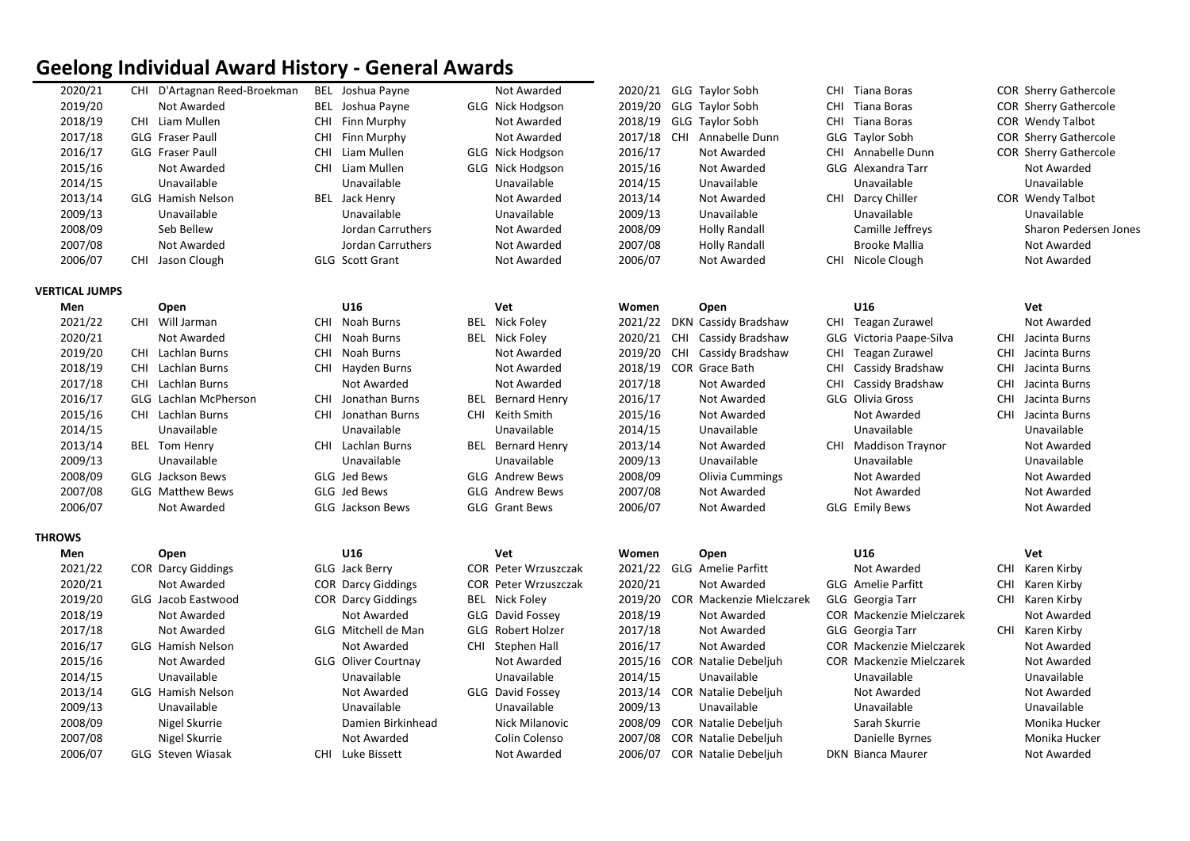# Geelong Individual Award History - General Awards

| | | | | | | | | | | | | |
|---|---|---|---|---|---|---|---|---|---|---|---|---|
| 2020/21 | CHI | D'Artagnan Reed-Broekman | BEL | Joshua Payne | | Not Awarded | 2020/21 | GLG | Taylor Sobh | CHI | Tiana Boras | COR | Sherry Gathercole |
| 2019/20 | | Not Awarded | BEL | Joshua Payne | GLG | Nick Hodgson | 2019/20 | GLG | Taylor Sobh | CHI | Tiana Boras | COR | Sherry Gathercole |
| 2018/19 | CHI | Liam Mullen | CHI | Finn Murphy | | Not Awarded | 2018/19 | GLG | Taylor Sobh | CHI | Tiana Boras | COR | Wendy Talbot |
| 2017/18 | GLG | Fraser Paull | CHI | Finn Murphy | | Not Awarded | 2017/18 | CHI | Annabelle Dunn | GLG | Taylor Sobh | COR | Sherry Gathercole |
| 2016/17 | GLG | Fraser Paull | CHI | Liam Mullen | GLG | Nick Hodgson | 2016/17 | | Not Awarded | CHI | Annabelle Dunn | COR | Sherry Gathercole |
| 2015/16 | | Not Awarded | CHI | Liam Mullen | GLG | Nick Hodgson | 2015/16 | | Not Awarded | GLG | Alexandra Tarr | | Not Awarded |
| 2014/15 | | Unavailable | | Unavailable | | Unavailable | 2014/15 | | Unavailable | | Unavailable | | Unavailable |
| 2013/14 | GLG | Hamish Nelson | BEL | Jack Henry | | Not Awarded | 2013/14 | | Not Awarded | CHI | Darcy Chiller | COR | Wendy Talbot |
| 2009/13 | | Unavailable | | Unavailable | | Unavailable | 2009/13 | | Unavailable | | Unavailable | | Unavailable |
| 2008/09 | | Seb Bellew | | Jordan Carruthers | | Not Awarded | 2008/09 | | Holly Randall | | Camille Jeffreys | | Sharon Pedersen Jones |
| 2007/08 | | Not Awarded | | Jordan Carruthers | | Not Awarded | 2007/08 | | Holly Randall | | Brooke Mallia | | Not Awarded |
| 2006/07 | CHI | Jason Clough | GLG | Scott Grant | | Not Awarded | 2006/07 | | Not Awarded | CHI | Nicole Clough | | Not Awarded |

**VERTICAL JUMPS**

| Men | | Open | | U16 | | Vet | Women | | Open | | U16 | | Vet |
|---|---|---|---|---|---|---|---|---|---|---|---|---|---|
| 2021/22 | CHI | Will Jarman | CHI | Noah Burns | BEL | Nick Foley | 2021/22 | DKN | Cassidy Bradshaw | CHI | Teagan Zurawel | | Not Awarded |
| 2020/21 | | Not Awarded | CHI | Noah Burns | BEL | Nick Foley | 2020/21 | CHI | Cassidy Bradshaw | GLG | Victoria Paape-Silva | CHI | Jacinta Burns |
| 2019/20 | CHI | Lachlan Burns | CHI | Noah Burns | | Not Awarded | 2019/20 | CHI | Cassidy Bradshaw | CHI | Teagan Zurawel | CHI | Jacinta Burns |
| 2018/19 | CHI | Lachlan Burns | CHI | Hayden Burns | | Not Awarded | 2018/19 | COR | Grace Bath | CHI | Cassidy Bradshaw | CHI | Jacinta Burns |
| 2017/18 | CHI | Lachlan Burns | | Not Awarded | | Not Awarded | 2017/18 | | Not Awarded | CHI | Cassidy Bradshaw | CHI | Jacinta Burns |
| 2016/17 | GLG | Lachlan McPherson | CHI | Jonathan Burns | BEL | Bernard Henry | 2016/17 | | Not Awarded | GLG | Olivia Gross | CHI | Jacinta Burns |
| 2015/16 | CHI | Lachlan Burns | CHI | Jonathan Burns | CHI | Keith Smith | 2015/16 | | Not Awarded | | Not Awarded | CHI | Jacinta Burns |
| 2014/15 | | Unavailable | | Unavailable | | Unavailable | 2014/15 | | Unavailable | | Unavailable | | Unavailable |
| 2013/14 | BEL | Tom Henry | CHI | Lachlan Burns | BEL | Bernard Henry | 2013/14 | | Not Awarded | CHI | Maddison Traynor | | Not Awarded |
| 2009/13 | | Unavailable | | Unavailable | | Unavailable | 2009/13 | | Unavailable | | Unavailable | | Unavailable |
| 2008/09 | GLG | Jackson Bews | GLG | Jed Bews | GLG | Andrew Bews | 2008/09 | | Olivia Cummings | | Not Awarded | | Not Awarded |
| 2007/08 | GLG | Matthew Bews | GLG | Jed Bews | GLG | Andrew Bews | 2007/08 | | Not Awarded | | Not Awarded | | Not Awarded |
| 2006/07 | | Not Awarded | GLG | Jackson Bews | GLG | Grant Bews | 2006/07 | | Not Awarded | GLG | Emily Bews | | Not Awarded |

**THROWS**

| Men | | Open | | U16 | | Vet | Women | | Open | | U16 | | Vet |
|---|---|---|---|---|---|---|---|---|---|---|---|---|---|
| 2021/22 | COR | Darcy Giddings | GLG | Jack Berry | COR | Peter Wrzuszczak | 2021/22 | GLG | Amelie Parfitt | | Not Awarded | CHI | Karen Kirby |
| 2020/21 | | Not Awarded | COR | Darcy Giddings | COR | Peter Wrzuszczak | 2020/21 | | Not Awarded | GLG | Amelie Parfitt | CHI | Karen Kirby |
| 2019/20 | GLG | Jacob Eastwood | COR | Darcy Giddings | BEL | Nick Foley | 2019/20 | COR | Mackenzie Mielczarek | GLG | Georgia Tarr | CHI | Karen Kirby |
| 2018/19 | | Not Awarded | | Not Awarded | GLG | David Fossey | 2018/19 | | Not Awarded | COR | Mackenzie Mielczarek | | Not Awarded |
| 2017/18 | | Not Awarded | GLG | Mitchell de Man | GLG | Robert Holzer | 2017/18 | | Not Awarded | GLG | Georgia Tarr | CHI | Karen Kirby |
| 2016/17 | GLG | Hamish Nelson | | Not Awarded | CHI | Stephen Hall | 2016/17 | | Not Awarded | COR | Mackenzie Mielczarek | | Not Awarded |
| 2015/16 | | Not Awarded | GLG | Oliver Courtnay | | Not Awarded | 2015/16 | COR | Natalie Debeljuh | COR | Mackenzie Mielczarek | | Not Awarded |
| 2014/15 | | Unavailable | | Unavailable | | Unavailable | 2014/15 | | Unavailable | | Unavailable | | Unavailable |
| 2013/14 | GLG | Hamish Nelson | | Not Awarded | GLG | David Fossey | 2013/14 | COR | Natalie Debeljuh | | Not Awarded | | Not Awarded |
| 2009/13 | | Unavailable | | Unavailable | | Unavailable | 2009/13 | | Unavailable | | Unavailable | | Unavailable |
| 2008/09 | | Nigel Skurrie | | Damien Birkinhead | | Nick Milanovic | 2008/09 | COR | Natalie Debeljuh | | Sarah Skurrie | | Monika Hucker |
| 2007/08 | | Nigel Skurrie | | Not Awarded | | Colin Colenso | 2007/08 | COR | Natalie Debeljuh | | Danielle Byrnes | | Monika Hucker |
| 2006/07 | GLG | Steven Wiasak | CHI | Luke Bissett | | Not Awarded | 2006/07 | COR | Natalie Debeljuh | DKN | Bianca Maurer | | Not Awarded |